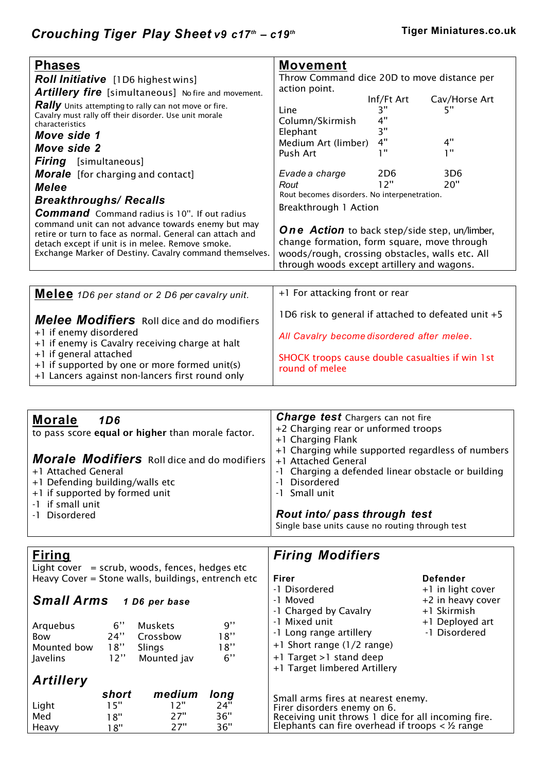# Crouching Tiger Play Sheet v9 c17th – c19th

**Tiger Miniatures.co.uk**

## Phases

***Roll Initiative*** [1D6 highest wins]

***Artillery fire*** [simultaneous] No fire and movement.

***Rally*** Units attempting to rally can not move or fire. Cavalry must rally off their disorder. Use unit morale characteristics

***Move side 1***

***Move side 2***

***Firing*** [simultaneous]

***Morale*** [for charging and contact]

***Melee***

***Breakthroughs/ Recalls***

***Command*** Command radius is 10". If out radius command unit can not advance towards enemy but may retire or turn to face as normal. General can attach and detach except if unit is in melee. Remove smoke. Exchange Marker of Destiny. Cavalry command themselves.

## Movement

Throw Command dice 20D to move distance per action point.

| | Inf/Ft Art | Cav/Horse Art |
|---|---|---|
| Line | 3" | 5" |
| Column/Skirmish | 4" | |
| Elephant | 3" | |
| Medium Art (limber) | 4" | 4" |
| Push Art | 1" | 1" |
| *Evade a charge* | 2D6 | 3D6 |
| *Rout* | 12" | 20" |

Rout becomes disorders. No interpenetration.

Breakthrough 1 Action

***One Action*** to back step/side step, un/limber, change formation, form square, move through woods/rough, crossing obstacles, walls etc. All through woods except artillery and wagons.

## Melee *1D6 per stand or 2 D6 per cavalry unit.*

### *Melee Modifiers* Roll dice and do modifiers

+1 if enemy disordered
+1 if enemy is Cavalry receiving charge at halt
+1 if general attached
+1 if supported by one or more formed unit(s)
+1 Lancers against non-lancers first round only
+1 For attacking front or rear

1D6 risk to general if attached to defeated unit +5

*All Cavalry become disordered after melee.*

SHOCK troops cause double casualties if win 1st round of melee

## Morale *1D6*

to pass score **equal or higher** than morale factor.

### *Morale Modifiers* Roll dice and do modifiers

+1 Attached General
+1 Defending building/walls etc
+1 if supported by formed unit
-1 if small unit
-1 Disordered

### *Charge test* Chargers can not fire

+2 Charging rear or unformed troops
+1 Charging Flank
+1 Charging while supported regardless of numbers
+1 Attached General
-1 Charging a defended linear obstacle or building
-1 Disordered
-1 Small unit

### *Rout into/ pass through test*

Single base units cause no routing through test

## Firing

Light cover = scrub, woods, fences, hedges etc
Heavy Cover = Stone walls, buildings, entrench etc

### *Small Arms* *1 D6 per base*

| | | | |
|---|---|---|---|
| Arquebus | 6'' | Muskets | 9'' |
| Bow | 24'' | Crossbow | 18'' |
| Mounted bow | 18'' | Slings | 18'' |
| Javelins | 12'' | Mounted jav | 6'' |

### *Artillery*

| | *short* | *medium* | *long* |
|---|---|---|---|
| Light | 15" | 12" | 24" |
| Med | 18" | 27" | 36" |
| Heavy | 18" | 27" | 36" |

### *Firing Modifiers*

| **Firer** | **Defender** |
|---|---|
| -1 Disordered | +1 in light cover |
| -1 Moved | +2 in heavy cover |
| -1 Charged by Cavalry | +1 Skirmish |
| -1 Mixed unit | +1 Deployed art |
| -1 Long range artillery | -1 Disordered |
| +1 Short range (1/2 range) | |
| +1 Target >1 stand deep | |
| +1 Target limbered Artillery | |

Small arms fires at nearest enemy.
Firer disorders enemy on 6.
Receiving unit throws 1 dice for all incoming fire.
Elephants can fire overhead if troops < ½ range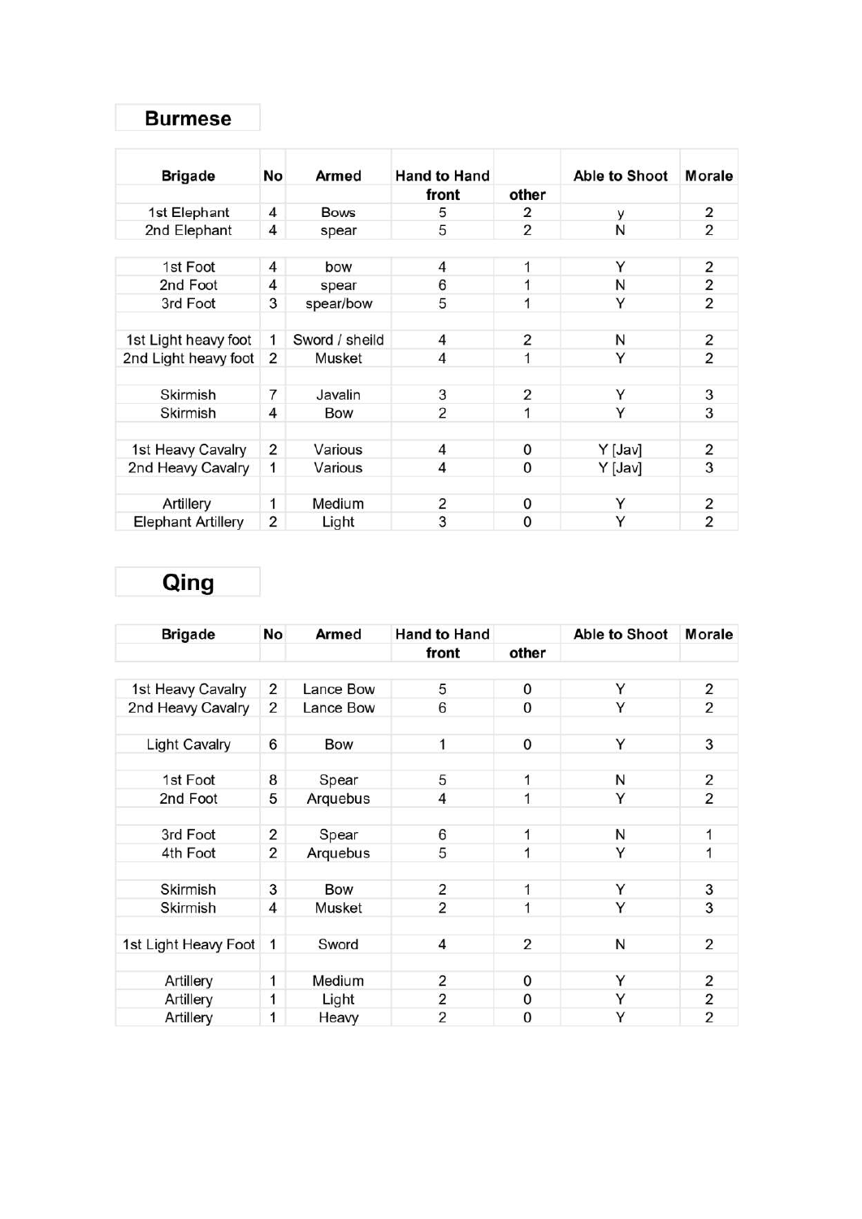## Burmese

| Brigade | No | Armed | Hand to Hand | | Able to Shoot | Morale |
|---|---|---|---|---|---|---|
| | | | front | other | | |
| 1st Elephant | 4 | Bows | 5 | 2 | y | 2 |
| 2nd Elephant | 4 | spear | 5 | 2 | N | 2 |
| | | | | | | |
| 1st Foot | 4 | bow | 4 | 1 | Y | 2 |
| 2nd Foot | 4 | spear | 6 | 1 | N | 2 |
| 3rd Foot | 3 | spear/bow | 5 | 1 | Y | 2 |
| | | | | | | |
| 1st Light heavy foot | 1 | Sword / sheild | 4 | 2 | N | 2 |
| 2nd Light heavy foot | 2 | Musket | 4 | 1 | Y | 2 |
| | | | | | | |
| Skirmish | 7 | Javalin | 3 | 2 | Y | 3 |
| Skirmish | 4 | Bow | 2 | 1 | Y | 3 |
| | | | | | | |
| 1st Heavy Cavalry | 2 | Various | 4 | 0 | Y [Jav] | 2 |
| 2nd Heavy Cavalry | 1 | Various | 4 | 0 | Y [Jav] | 3 |
| | | | | | | |
| Artillery | 1 | Medium | 2 | 0 | Y | 2 |
| Elephant Artillery | 2 | Light | 3 | 0 | Y | 2 |

## Qing

| Brigade | No | Armed | Hand to Hand | | Able to Shoot | Morale |
|---|---|---|---|---|---|---|
| | | | front | other | | |
| | | | | | | |
| 1st Heavy Cavalry | 2 | Lance Bow | 5 | 0 | Y | 2 |
| 2nd Heavy Cavalry | 2 | Lance Bow | 6 | 0 | Y | 2 |
| | | | | | | |
| Light Cavalry | 6 | Bow | 1 | 0 | Y | 3 |
| | | | | | | |
| 1st Foot | 8 | Spear | 5 | 1 | N | 2 |
| 2nd Foot | 5 | Arquebus | 4 | 1 | Y | 2 |
| | | | | | | |
| 3rd Foot | 2 | Spear | 6 | 1 | N | 1 |
| 4th Foot | 2 | Arquebus | 5 | 1 | Y | 1 |
| | | | | | | |
| Skirmish | 3 | Bow | 2 | 1 | Y | 3 |
| Skirmish | 4 | Musket | 2 | 1 | Y | 3 |
| | | | | | | |
| 1st Light Heavy Foot | 1 | Sword | 4 | 2 | N | 2 |
| | | | | | | |
| Artillery | 1 | Medium | 2 | 0 | Y | 2 |
| Artillery | 1 | Light | 2 | 0 | Y | 2 |
| Artillery | 1 | Heavy | 2 | 0 | Y | 2 |